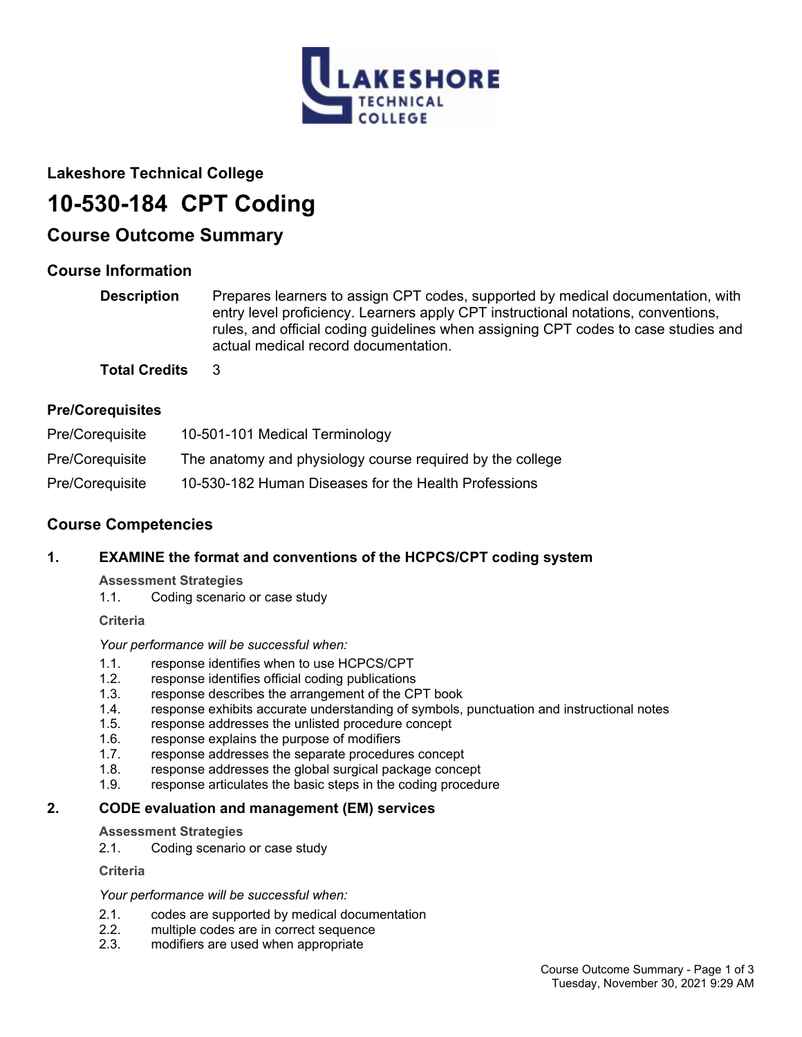Lakeshore Technical College

# 10-530-184 CPT Coding

## Course Outcome Summary

### Course Information

**Description** Prepares learners to assign CPT codes, supported by medical documentation, with entry level proficiency. Learners apply CPT instructional notations, conventions, rules, and official coding guidelines when assigning CPT codes to case studies and actual medical record documentation.

**Total Credits** 3

### Pre/Corequisites

| | |
|---|---|
| Pre/Corequisite | 10-501-101 Medical Terminology |
| Pre/Corequisite | The anatomy and physiology course required by the college |
| Pre/Corequisite | 10-530-182 Human Diseases for the Health Professions |

### Course Competencies

#### 1. EXAMINE the format and conventions of the HCPCS/CPT coding system

**Assessment Strategies**

1.1. Coding scenario or case study

**Criteria**

*Your performance will be successful when:*

1.1. response identifies when to use HCPCS/CPT
1.2. response identifies official coding publications
1.3. response describes the arrangement of the CPT book
1.4. response exhibits accurate understanding of symbols, punctuation and instructional notes
1.5. response addresses the unlisted procedure concept
1.6. response explains the purpose of modifiers
1.7. response addresses the separate procedures concept
1.8. response addresses the global surgical package concept
1.9. response articulates the basic steps in the coding procedure

#### 2. CODE evaluation and management (EM) services

**Assessment Strategies**

2.1. Coding scenario or case study

**Criteria**

*Your performance will be successful when:*

2.1. codes are supported by medical documentation
2.2. multiple codes are in correct sequence
2.3. modifiers are used when appropriate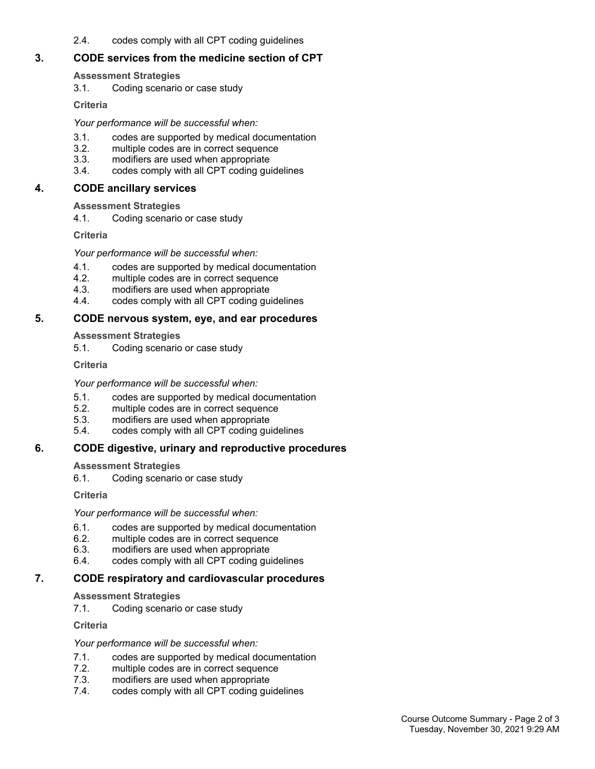2.4. codes comply with all CPT coding guidelines

### 3. CODE services from the medicine section of CPT

**Assessment Strategies**

3.1. Coding scenario or case study

**Criteria**

*Your performance will be successful when:*

3.1. codes are supported by medical documentation
3.2. multiple codes are in correct sequence
3.3. modifiers are used when appropriate
3.4. codes comply with all CPT coding guidelines

### 4. CODE ancillary services

**Assessment Strategies**

4.1. Coding scenario or case study

**Criteria**

*Your performance will be successful when:*

4.1. codes are supported by medical documentation
4.2. multiple codes are in correct sequence
4.3. modifiers are used when appropriate
4.4. codes comply with all CPT coding guidelines

### 5. CODE nervous system, eye, and ear procedures

**Assessment Strategies**

5.1. Coding scenario or case study

**Criteria**

*Your performance will be successful when:*

5.1. codes are supported by medical documentation
5.2. multiple codes are in correct sequence
5.3. modifiers are used when appropriate
5.4. codes comply with all CPT coding guidelines

### 6. CODE digestive, urinary and reproductive procedures

**Assessment Strategies**

6.1. Coding scenario or case study

**Criteria**

*Your performance will be successful when:*

6.1. codes are supported by medical documentation
6.2. multiple codes are in correct sequence
6.3. modifiers are used when appropriate
6.4. codes comply with all CPT coding guidelines

### 7. CODE respiratory and cardiovascular procedures

**Assessment Strategies**

7.1. Coding scenario or case study

**Criteria**

*Your performance will be successful when:*

7.1. codes are supported by medical documentation
7.2. multiple codes are in correct sequence
7.3. modifiers are used when appropriate
7.4. codes comply with all CPT coding guidelines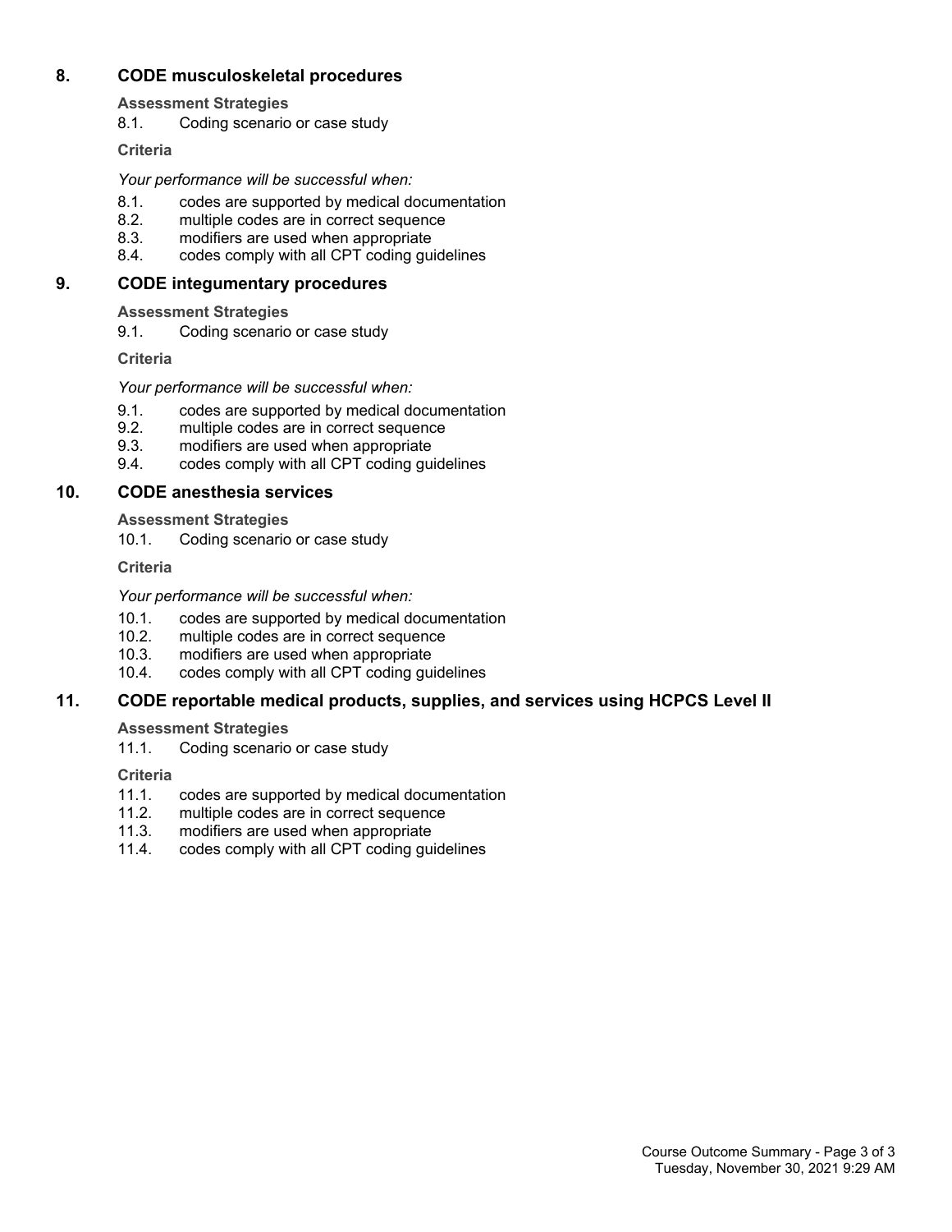## 8. CODE musculoskeletal procedures

**Assessment Strategies**

8.1. Coding scenario or case study

**Criteria**

*Your performance will be successful when:*

8.1. codes are supported by medical documentation
8.2. multiple codes are in correct sequence
8.3. modifiers are used when appropriate
8.4. codes comply with all CPT coding guidelines

## 9. CODE integumentary procedures

**Assessment Strategies**

9.1. Coding scenario or case study

**Criteria**

*Your performance will be successful when:*

9.1. codes are supported by medical documentation
9.2. multiple codes are in correct sequence
9.3. modifiers are used when appropriate
9.4. codes comply with all CPT coding guidelines

## 10. CODE anesthesia services

**Assessment Strategies**

10.1. Coding scenario or case study

**Criteria**

*Your performance will be successful when:*

10.1. codes are supported by medical documentation
10.2. multiple codes are in correct sequence
10.3. modifiers are used when appropriate
10.4. codes comply with all CPT coding guidelines

## 11. CODE reportable medical products, supplies, and services using HCPCS Level II

**Assessment Strategies**

11.1. Coding scenario or case study

**Criteria**

11.1. codes are supported by medical documentation
11.2. multiple codes are in correct sequence
11.3. modifiers are used when appropriate
11.4. codes comply with all CPT coding guidelines